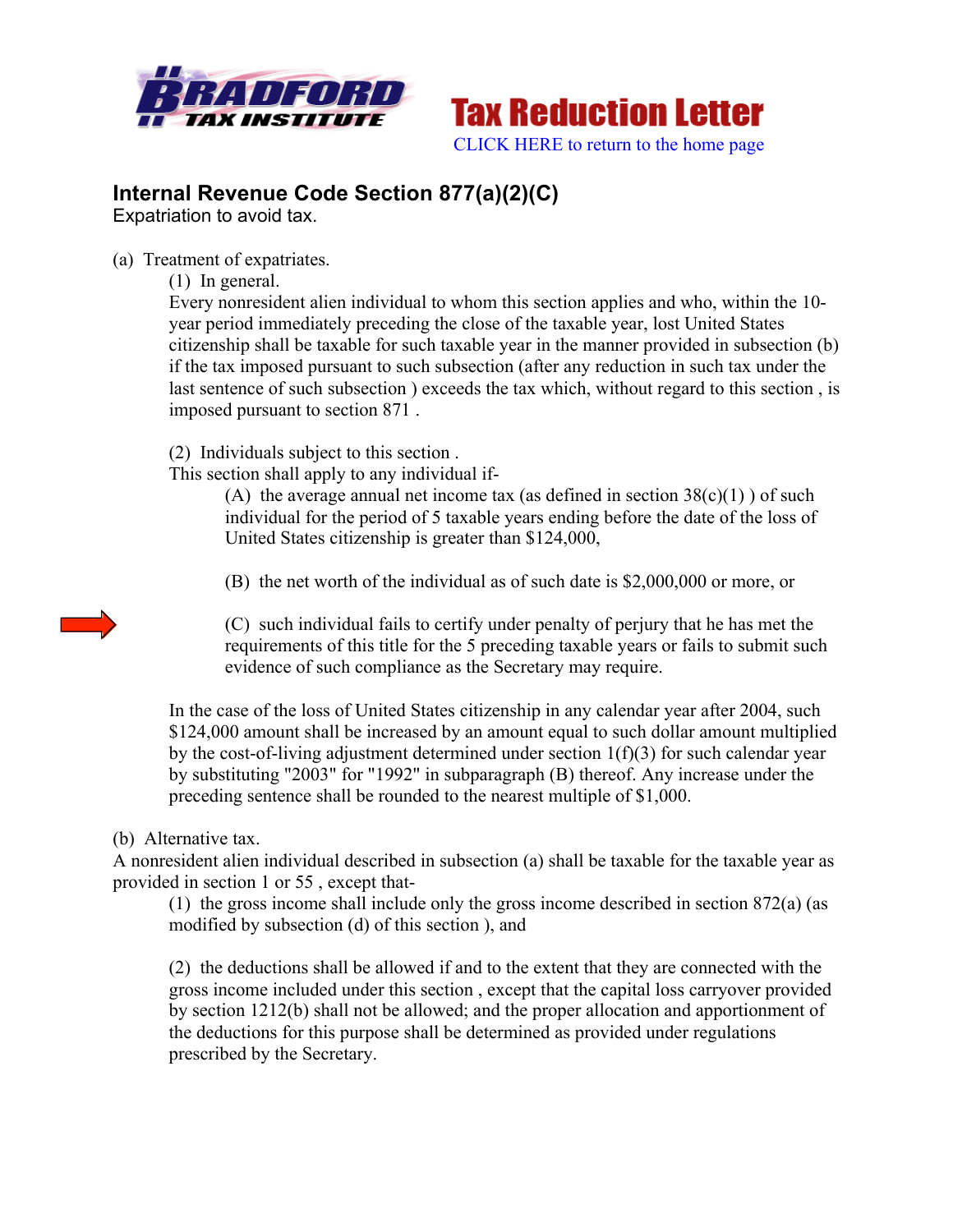BRADFORD TAX INSTITUTE

# Tax Reduction Letter

CLICK HERE to return to the home page

## Internal Revenue Code Section 877(a)(2)(C)

Expatriation to avoid tax.

(a) Treatment of expatriates.

(1) In general.

Every nonresident alien individual to whom this section applies and who, within the 10-year period immediately preceding the close of the taxable year, lost United States citizenship shall be taxable for such taxable year in the manner provided in subsection (b) if the tax imposed pursuant to such subsection (after any reduction in such tax under the last sentence of such subsection ) exceeds the tax which, without regard to this section , is imposed pursuant to section 871 .

(2) Individuals subject to this section .

This section shall apply to any individual if-

(A) the average annual net income tax (as defined in section 38(c)(1) ) of such individual for the period of 5 taxable years ending before the date of the loss of United States citizenship is greater than $124,000,

(B) the net worth of the individual as of such date is $2,000,000 or more, or

(C) such individual fails to certify under penalty of perjury that he has met the requirements of this title for the 5 preceding taxable years or fails to submit such evidence of such compliance as the Secretary may require.

In the case of the loss of United States citizenship in any calendar year after 2004, such $124,000 amount shall be increased by an amount equal to such dollar amount multiplied by the cost-of-living adjustment determined under section 1(f)(3) for such calendar year by substituting "2003" for "1992" in subparagraph (B) thereof. Any increase under the preceding sentence shall be rounded to the nearest multiple of $1,000.

(b) Alternative tax.

A nonresident alien individual described in subsection (a) shall be taxable for the taxable year as provided in section 1 or 55 , except that-

(1) the gross income shall include only the gross income described in section 872(a) (as modified by subsection (d) of this section ), and

(2) the deductions shall be allowed if and to the extent that they are connected with the gross income included under this section , except that the capital loss carryover provided by section 1212(b) shall not be allowed; and the proper allocation and apportionment of the deductions for this purpose shall be determined as provided under regulations prescribed by the Secretary.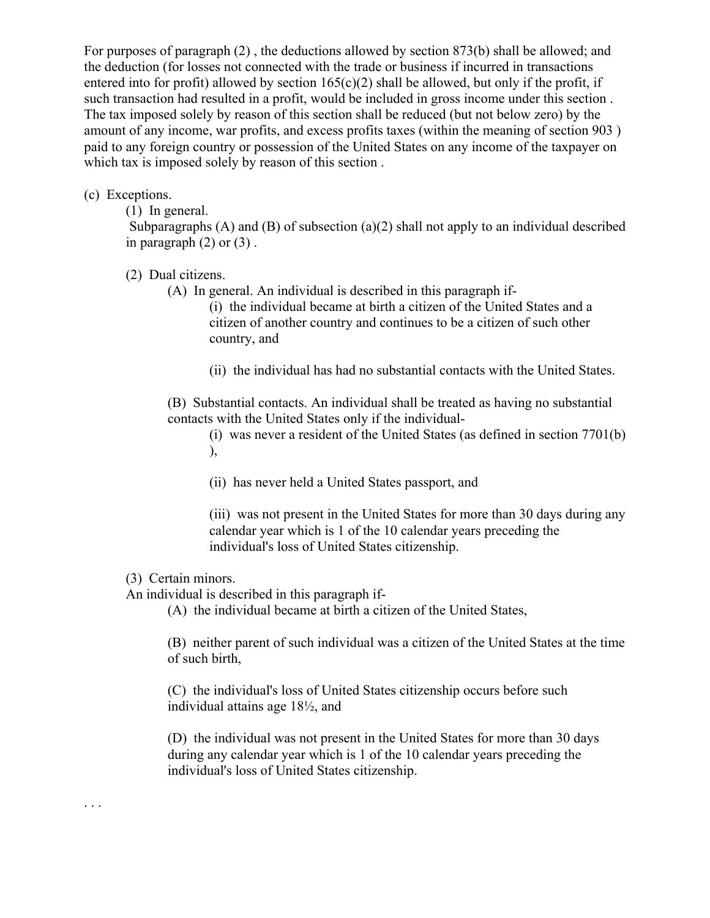For purposes of paragraph (2) , the deductions allowed by section 873(b) shall be allowed; and the deduction (for losses not connected with the trade or business if incurred in transactions entered into for profit) allowed by section 165(c)(2) shall be allowed, but only if the profit, if such transaction had resulted in a profit, would be included in gross income under this section . The tax imposed solely by reason of this section shall be reduced (but not below zero) by the amount of any income, war profits, and excess profits taxes (within the meaning of section 903 ) paid to any foreign country or possession of the United States on any income of the taxpayer on which tax is imposed solely by reason of this section .

(c) Exceptions.

(1) In general.

Subparagraphs (A) and (B) of subsection (a)(2) shall not apply to an individual described in paragraph (2) or (3) .

(2) Dual citizens.

(A) In general. An individual is described in this paragraph if-

(i) the individual became at birth a citizen of the United States and a citizen of another country and continues to be a citizen of such other country, and

(ii) the individual has had no substantial contacts with the United States.

(B) Substantial contacts. An individual shall be treated as having no substantial contacts with the United States only if the individual-

(i) was never a resident of the United States (as defined in section 7701(b) ),

(ii) has never held a United States passport, and

(iii) was not present in the United States for more than 30 days during any calendar year which is 1 of the 10 calendar years preceding the individual's loss of United States citizenship.

(3) Certain minors.

An individual is described in this paragraph if-

(A) the individual became at birth a citizen of the United States,

(B) neither parent of such individual was a citizen of the United States at the time of such birth,

(C) the individual's loss of United States citizenship occurs before such individual attains age 18½, and

(D) the individual was not present in the United States for more than 30 days during any calendar year which is 1 of the 10 calendar years preceding the individual's loss of United States citizenship.

. . .